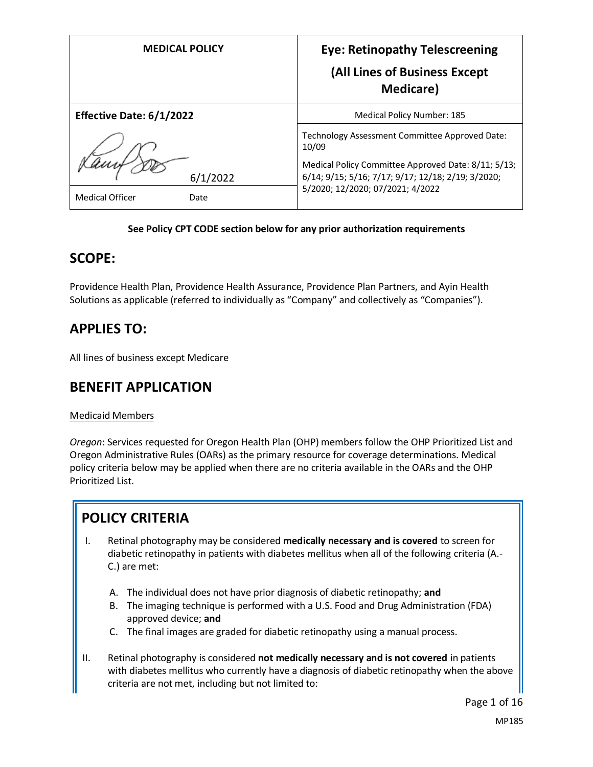| MEDICAL POLICY | Eye: Retinopathy Telescreening (All Lines of Business Except Medicare) |
|---|---|
| **Effective Date: 6/1/2022** | Medical Policy Number: 185 |
| 6/1/2022 | Technology Assessment Committee Approved Date: 10/09 |
| Medical Officer Date | Medical Policy Committee Approved Date: 8/11; 5/13; 6/14; 9/15; 5/16; 7/17; 9/17; 12/18; 2/19; 3/2020; 5/2020; 12/2020; 07/2021; 4/2022 |

**See Policy CPT CODE section below for any prior authorization requirements**

## SCOPE:

Providence Health Plan, Providence Health Assurance, Providence Plan Partners, and Ayin Health Solutions as applicable (referred to individually as "Company" and collectively as "Companies").

## APPLIES TO:

All lines of business except Medicare

## BENEFIT APPLICATION

Medicaid Members

*Oregon*: Services requested for Oregon Health Plan (OHP) members follow the OHP Prioritized List and Oregon Administrative Rules (OARs) as the primary resource for coverage determinations. Medical policy criteria below may be applied when there are no criteria available in the OARs and the OHP Prioritized List.

## POLICY CRITERIA

I. Retinal photography may be considered **medically necessary and is covered** to screen for diabetic retinopathy in patients with diabetes mellitus when all of the following criteria (A.-C.) are met:

   A. The individual does not have prior diagnosis of diabetic retinopathy; **and**
   B. The imaging technique is performed with a U.S. Food and Drug Administration (FDA) approved device; **and**
   C. The final images are graded for diabetic retinopathy using a manual process.

II. Retinal photography is considered **not medically necessary and is not covered** in patients with diabetes mellitus who currently have a diagnosis of diabetic retinopathy when the above criteria are not met, including but not limited to: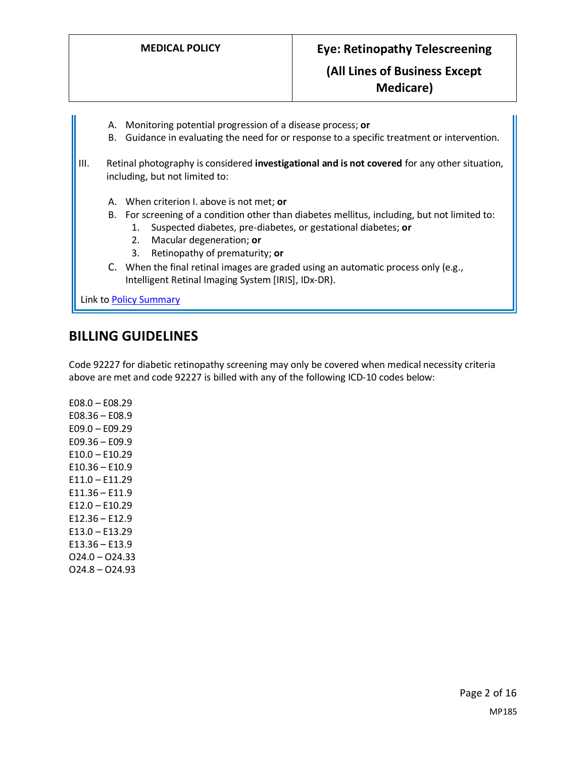A. Monitoring potential progression of a disease process; **or**
   B. Guidance in evaluating the need for or response to a specific treatment or intervention.

III. Retinal photography is considered **investigational and is not covered** for any other situation, including, but not limited to:

   A. When criterion I. above is not met; **or**
   B. For screening of a condition other than diabetes mellitus, including, but not limited to:
      1. Suspected diabetes, pre-diabetes, or gestational diabetes; **or**
      2. Macular degeneration; **or**
      3. Retinopathy of prematurity; **or**
   C. When the final retinal images are graded using an automatic process only (e.g., Intelligent Retinal Imaging System [IRIS], IDx-DR).

Link to Policy Summary

## BILLING GUIDELINES

Code 92227 for diabetic retinopathy screening may only be covered when medical necessity criteria above are met and code 92227 is billed with any of the following ICD-10 codes below:

E08.0 – E08.29
E08.36 – E08.9
E09.0 – E09.29
E09.36 – E09.9
E10.0 – E10.29
E10.36 – E10.9
E11.0 – E11.29
E11.36 – E11.9
E12.0 – E10.29
E12.36 – E12.9
E13.0 – E13.29
E13.36 – E13.9
O24.0 – O24.33
O24.8 – O24.93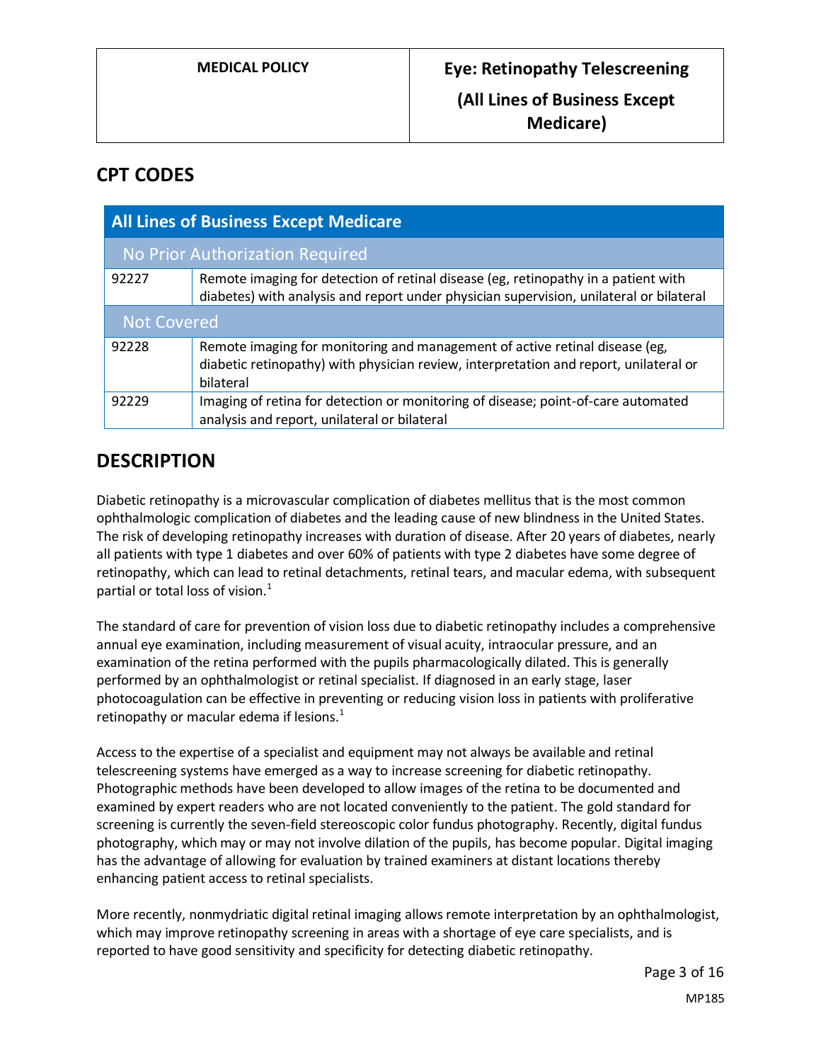## CPT CODES

| All Lines of Business Except Medicare | |
|---|---|
| **No Prior Authorization Required** | |
| 92227 | Remote imaging for detection of retinal disease (eg, retinopathy in a patient with diabetes) with analysis and report under physician supervision, unilateral or bilateral |
| **Not Covered** | |
| 92228 | Remote imaging for monitoring and management of active retinal disease (eg, diabetic retinopathy) with physician review, interpretation and report, unilateral or bilateral |
| 92229 | Imaging of retina for detection or monitoring of disease; point-of-care automated analysis and report, unilateral or bilateral |

## DESCRIPTION

Diabetic retinopathy is a microvascular complication of diabetes mellitus that is the most common ophthalmologic complication of diabetes and the leading cause of new blindness in the United States. The risk of developing retinopathy increases with duration of disease. After 20 years of diabetes, nearly all patients with type 1 diabetes and over 60% of patients with type 2 diabetes have some degree of retinopathy, which can lead to retinal detachments, retinal tears, and macular edema, with subsequent partial or total loss of vision.[1]

The standard of care for prevention of vision loss due to diabetic retinopathy includes a comprehensive annual eye examination, including measurement of visual acuity, intraocular pressure, and an examination of the retina performed with the pupils pharmacologically dilated. This is generally performed by an ophthalmologist or retinal specialist. If diagnosed in an early stage, laser photocoagulation can be effective in preventing or reducing vision loss in patients with proliferative retinopathy or macular edema if lesions.[1]

Access to the expertise of a specialist and equipment may not always be available and retinal telescreening systems have emerged as a way to increase screening for diabetic retinopathy. Photographic methods have been developed to allow images of the retina to be documented and examined by expert readers who are not located conveniently to the patient. The gold standard for screening is currently the seven-field stereoscopic color fundus photography. Recently, digital fundus photography, which may or may not involve dilation of the pupils, has become popular. Digital imaging has the advantage of allowing for evaluation by trained examiners at distant locations thereby enhancing patient access to retinal specialists.

More recently, nonmydriatic digital retinal imaging allows remote interpretation by an ophthalmologist, which may improve retinopathy screening in areas with a shortage of eye care specialists, and is reported to have good sensitivity and specificity for detecting diabetic retinopathy.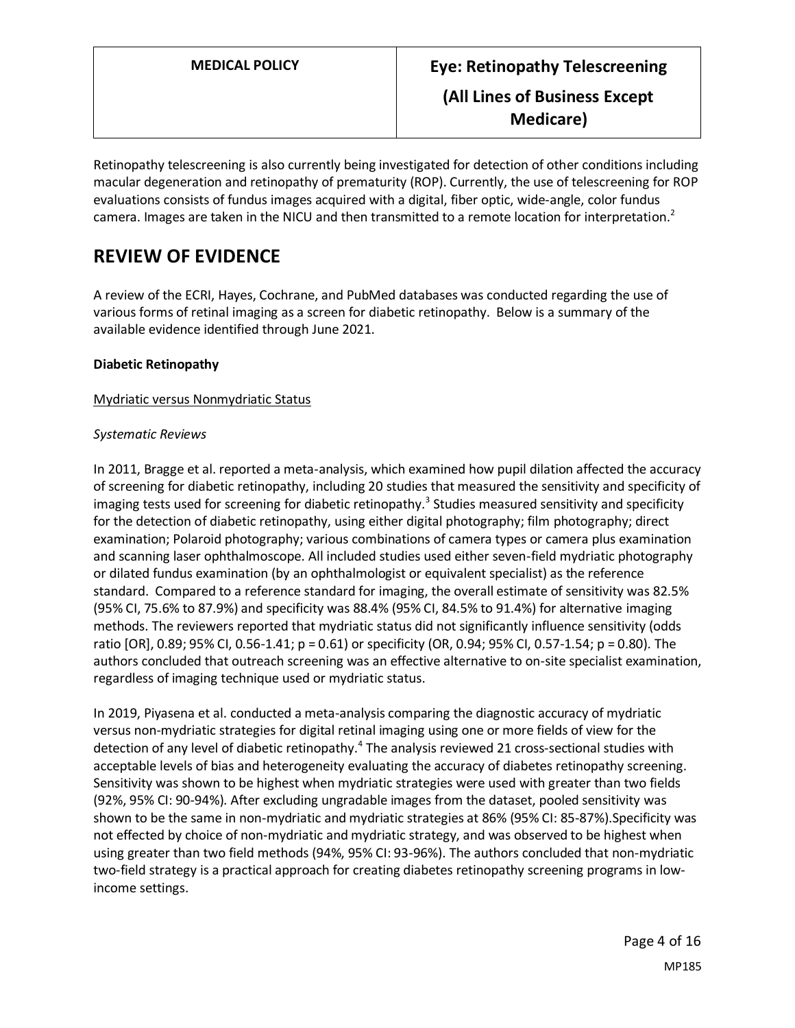Retinopathy telescreening is also currently being investigated for detection of other conditions including macular degeneration and retinopathy of prematurity (ROP). Currently, the use of telescreening for ROP evaluations consists of fundus images acquired with a digital, fiber optic, wide-angle, color fundus camera. Images are taken in the NICU and then transmitted to a remote location for interpretation.[2]

## REVIEW OF EVIDENCE

A review of the ECRI, Hayes, Cochrane, and PubMed databases was conducted regarding the use of various forms of retinal imaging as a screen for diabetic retinopathy. Below is a summary of the available evidence identified through June 2021.

**Diabetic Retinopathy**

Mydriatic versus Nonmydriatic Status

*Systematic Reviews*

In 2011, Bragge et al. reported a meta-analysis, which examined how pupil dilation affected the accuracy of screening for diabetic retinopathy, including 20 studies that measured the sensitivity and specificity of imaging tests used for screening for diabetic retinopathy.[3] Studies measured sensitivity and specificity for the detection of diabetic retinopathy, using either digital photography; film photography; direct examination; Polaroid photography; various combinations of camera types or camera plus examination and scanning laser ophthalmoscope. All included studies used either seven-field mydriatic photography or dilated fundus examination (by an ophthalmologist or equivalent specialist) as the reference standard. Compared to a reference standard for imaging, the overall estimate of sensitivity was 82.5% (95% CI, 75.6% to 87.9%) and specificity was 88.4% (95% CI, 84.5% to 91.4%) for alternative imaging methods. The reviewers reported that mydriatic status did not significantly influence sensitivity (odds ratio [OR], 0.89; 95% CI, 0.56-1.41; $p = 0.61$) or specificity (OR, 0.94; 95% CI, 0.57-1.54; $p = 0.80$). The authors concluded that outreach screening was an effective alternative to on-site specialist examination, regardless of imaging technique used or mydriatic status.

In 2019, Piyasena et al. conducted a meta-analysis comparing the diagnostic accuracy of mydriatic versus non-mydriatic strategies for digital retinal imaging using one or more fields of view for the detection of any level of diabetic retinopathy.[4] The analysis reviewed 21 cross-sectional studies with acceptable levels of bias and heterogeneity evaluating the accuracy of diabetes retinopathy screening. Sensitivity was shown to be highest when mydriatic strategies were used with greater than two fields (92%, 95% CI: 90-94%). After excluding ungradable images from the dataset, pooled sensitivity was shown to be the same in non-mydriatic and mydriatic strategies at 86% (95% CI: 85-87%).Specificity was not effected by choice of non-mydriatic and mydriatic strategy, and was observed to be highest when using greater than two field methods (94%, 95% CI: 93-96%). The authors concluded that non-mydriatic two-field strategy is a practical approach for creating diabetes retinopathy screening programs in low-income settings.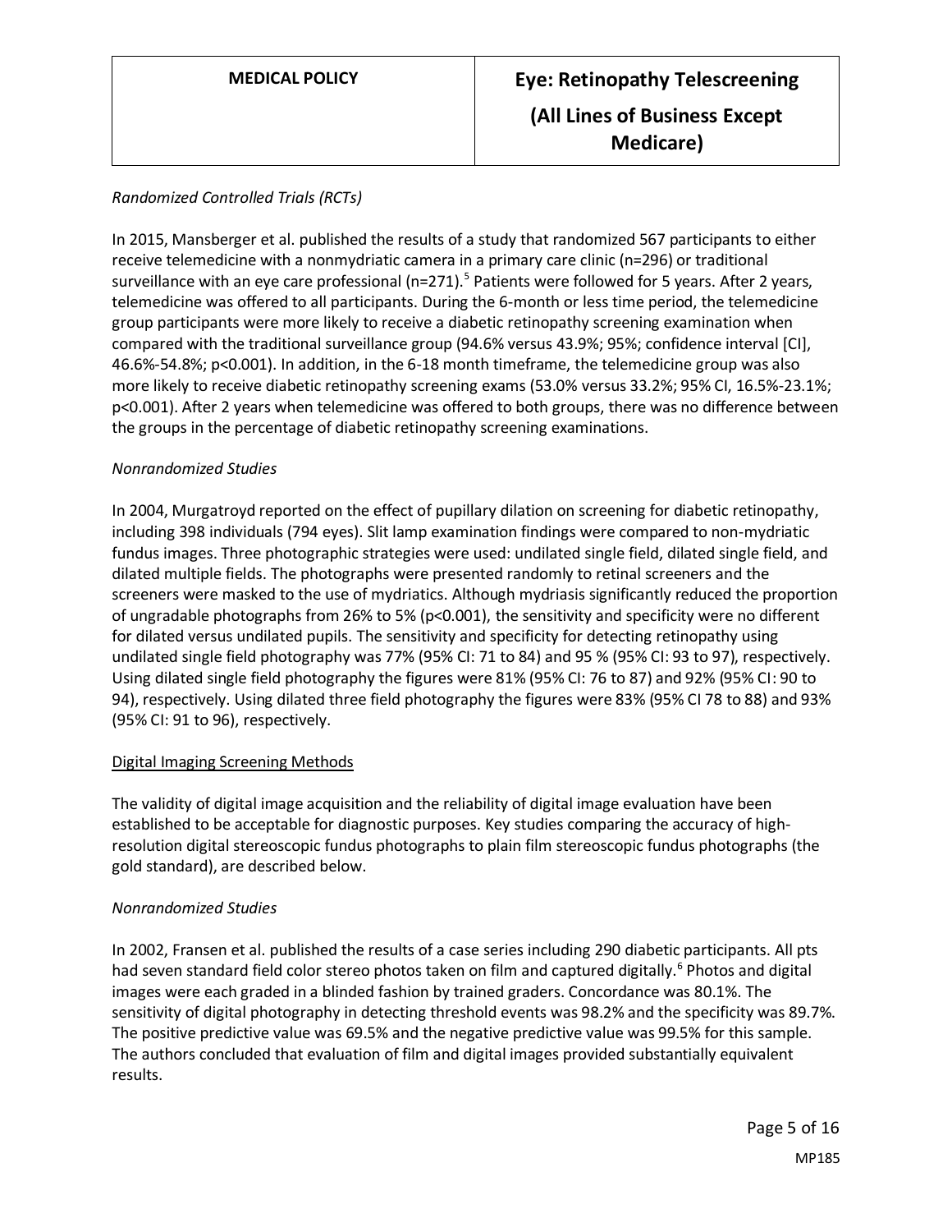*Randomized Controlled Trials (RCTs)*

In 2015, Mansberger et al. published the results of a study that randomized 567 participants to either receive telemedicine with a nonmydriatic camera in a primary care clinic (n=296) or traditional surveillance with an eye care professional (n=271).[5] Patients were followed for 5 years. After 2 years, telemedicine was offered to all participants. During the 6-month or less time period, the telemedicine group participants were more likely to receive a diabetic retinopathy screening examination when compared with the traditional surveillance group (94.6% versus 43.9%; 95%; confidence interval [CI], 46.6%-54.8%; p<0.001). In addition, in the 6-18 month timeframe, the telemedicine group was also more likely to receive diabetic retinopathy screening exams (53.0% versus 33.2%; 95% CI, 16.5%-23.1%; p<0.001). After 2 years when telemedicine was offered to both groups, there was no difference between the groups in the percentage of diabetic retinopathy screening examinations.

*Nonrandomized Studies*

In 2004, Murgatroyd reported on the effect of pupillary dilation on screening for diabetic retinopathy, including 398 individuals (794 eyes). Slit lamp examination findings were compared to non-mydriatic fundus images. Three photographic strategies were used: undilated single field, dilated single field, and dilated multiple fields. The photographs were presented randomly to retinal screeners and the screeners were masked to the use of mydriatics. Although mydriasis significantly reduced the proportion of ungradable photographs from 26% to 5% (p<0.001), the sensitivity and specificity were no different for dilated versus undilated pupils. The sensitivity and specificity for detecting retinopathy using undilated single field photography was 77% (95% CI: 71 to 84) and 95 % (95% CI: 93 to 97), respectively. Using dilated single field photography the figures were 81% (95% CI: 76 to 87) and 92% (95% CI: 90 to 94), respectively. Using dilated three field photography the figures were 83% (95% CI 78 to 88) and 93% (95% CI: 91 to 96), respectively.

<u>Digital Imaging Screening Methods</u>

The validity of digital image acquisition and the reliability of digital image evaluation have been established to be acceptable for diagnostic purposes. Key studies comparing the accuracy of high-resolution digital stereoscopic fundus photographs to plain film stereoscopic fundus photographs (the gold standard), are described below.

*Nonrandomized Studies*

In 2002, Fransen et al. published the results of a case series including 290 diabetic participants. All pts had seven standard field color stereo photos taken on film and captured digitally.[6] Photos and digital images were each graded in a blinded fashion by trained graders. Concordance was 80.1%. The sensitivity of digital photography in detecting threshold events was 98.2% and the specificity was 89.7%. The positive predictive value was 69.5% and the negative predictive value was 99.5% for this sample. The authors concluded that evaluation of film and digital images provided substantially equivalent results.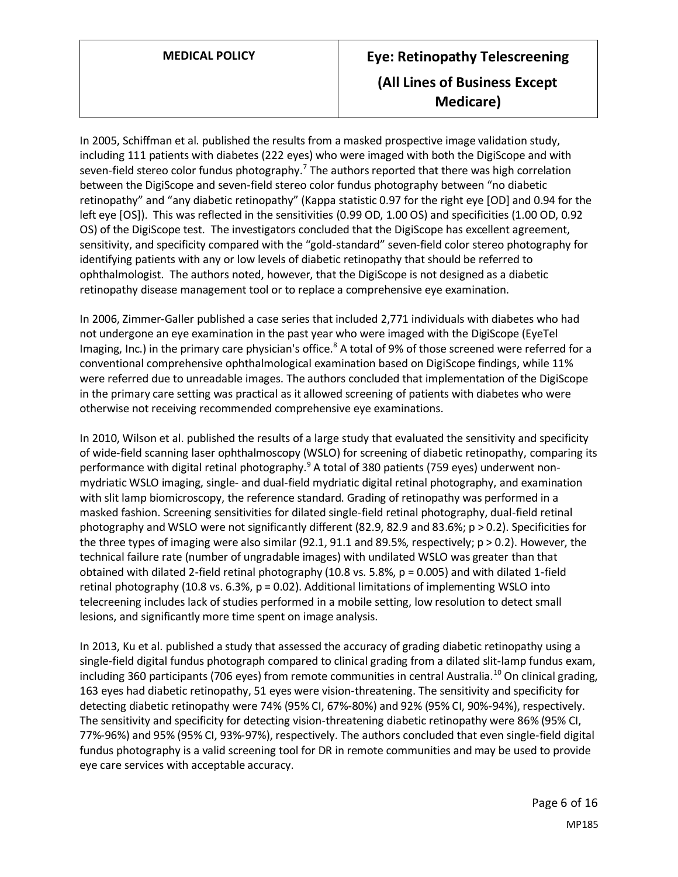In 2005, Schiffman et al. published the results from a masked prospective image validation study, including 111 patients with diabetes (222 eyes) who were imaged with both the DigiScope and with seven-field stereo color fundus photography.[7] The authors reported that there was high correlation between the DigiScope and seven-field stereo color fundus photography between "no diabetic retinopathy" and "any diabetic retinopathy" (Kappa statistic 0.97 for the right eye [OD] and 0.94 for the left eye [OS]). This was reflected in the sensitivities (0.99 OD, 1.00 OS) and specificities (1.00 OD, 0.92 OS) of the DigiScope test. The investigators concluded that the DigiScope has excellent agreement, sensitivity, and specificity compared with the "gold-standard" seven-field color stereo photography for identifying patients with any or low levels of diabetic retinopathy that should be referred to ophthalmologist. The authors noted, however, that the DigiScope is not designed as a diabetic retinopathy disease management tool or to replace a comprehensive eye examination.

In 2006, Zimmer-Galler published a case series that included 2,771 individuals with diabetes who had not undergone an eye examination in the past year who were imaged with the DigiScope (EyeTel Imaging, Inc.) in the primary care physician's office.[8] A total of 9% of those screened were referred for a conventional comprehensive ophthalmological examination based on DigiScope findings, while 11% were referred due to unreadable images. The authors concluded that implementation of the DigiScope in the primary care setting was practical as it allowed screening of patients with diabetes who were otherwise not receiving recommended comprehensive eye examinations.

In 2010, Wilson et al. published the results of a large study that evaluated the sensitivity and specificity of wide-field scanning laser ophthalmoscopy (WSLO) for screening of diabetic retinopathy, comparing its performance with digital retinal photography.[9] A total of 380 patients (759 eyes) underwent non-mydriatic WSLO imaging, single- and dual-field mydriatic digital retinal photography, and examination with slit lamp biomicroscopy, the reference standard. Grading of retinopathy was performed in a masked fashion. Screening sensitivities for dilated single-field retinal photography, dual-field retinal photography and WSLO were not significantly different (82.9, 82.9 and 83.6%; $p > 0.2$). Specificities for the three types of imaging were also similar (92.1, 91.1 and 89.5%, respectively; $p > 0.2$). However, the technical failure rate (number of ungradable images) with undilated WSLO was greater than that obtained with dilated 2-field retinal photography (10.8 vs. 5.8%, $p = 0.005$) and with dilated 1-field retinal photography (10.8 vs. 6.3%, $p = 0.02$). Additional limitations of implementing WSLO into telecreening includes lack of studies performed in a mobile setting, low resolution to detect small lesions, and significantly more time spent on image analysis.

In 2013, Ku et al. published a study that assessed the accuracy of grading diabetic retinopathy using a single-field digital fundus photograph compared to clinical grading from a dilated slit-lamp fundus exam, including 360 participants (706 eyes) from remote communities in central Australia.[10] On clinical grading, 163 eyes had diabetic retinopathy, 51 eyes were vision-threatening. The sensitivity and specificity for detecting diabetic retinopathy were 74% (95% CI, 67%-80%) and 92% (95% CI, 90%-94%), respectively. The sensitivity and specificity for detecting vision-threatening diabetic retinopathy were 86% (95% CI, 77%-96%) and 95% (95% CI, 93%-97%), respectively. The authors concluded that even single-field digital fundus photography is a valid screening tool for DR in remote communities and may be used to provide eye care services with acceptable accuracy.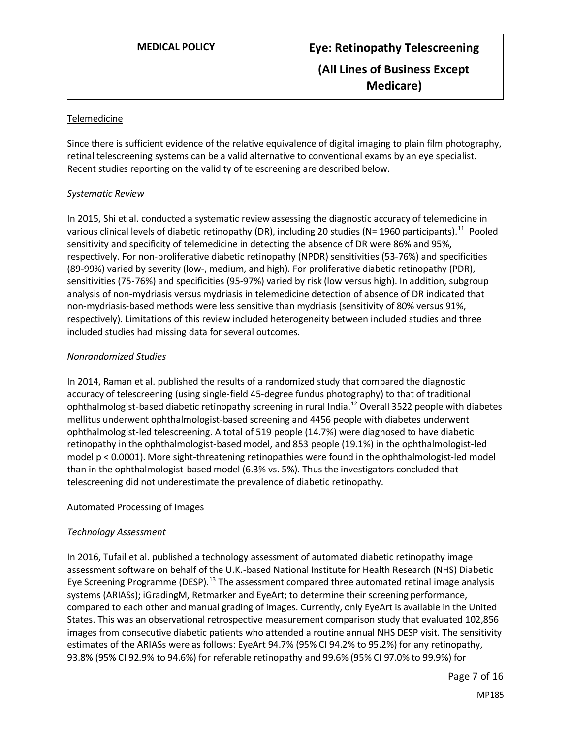## Telemedicine

Since there is sufficient evidence of the relative equivalence of digital imaging to plain film photography, retinal telescreening systems can be a valid alternative to conventional exams by an eye specialist. Recent studies reporting on the validity of telescreening are described below.

### *Systematic Review*

In 2015, Shi et al. conducted a systematic review assessing the diagnostic accuracy of telemedicine in various clinical levels of diabetic retinopathy (DR), including 20 studies (N= 1960 participants).[11] Pooled sensitivity and specificity of telemedicine in detecting the absence of DR were 86% and 95%, respectively. For non-proliferative diabetic retinopathy (NPDR) sensitivities (53-76%) and specificities (89-99%) varied by severity (low-, medium, and high). For proliferative diabetic retinopathy (PDR), sensitivities (75-76%) and specificities (95-97%) varied by risk (low versus high). In addition, subgroup analysis of non-mydriasis versus mydriasis in telemedicine detection of absence of DR indicated that non-mydriasis-based methods were less sensitive than mydriasis (sensitivity of 80% versus 91%, respectively). Limitations of this review included heterogeneity between included studies and three included studies had missing data for several outcomes.

### *Nonrandomized Studies*

In 2014, Raman et al. published the results of a randomized study that compared the diagnostic accuracy of telescreening (using single-field 45-degree fundus photography) to that of traditional ophthalmologist-based diabetic retinopathy screening in rural India.[12] Overall 3522 people with diabetes mellitus underwent ophthalmologist-based screening and 4456 people with diabetes underwent ophthalmologist-led telescreening. A total of 519 people (14.7%) were diagnosed to have diabetic retinopathy in the ophthalmologist-based model, and 853 people (19.1%) in the ophthalmologist-led model $p < 0.0001$). More sight-threatening retinopathies were found in the ophthalmologist-led model than in the ophthalmologist-based model (6.3% vs. 5%). Thus the investigators concluded that telescreening did not underestimate the prevalence of diabetic retinopathy.

## Automated Processing of Images

### *Technology Assessment*

In 2016, Tufail et al. published a technology assessment of automated diabetic retinopathy image assessment software on behalf of the U.K.-based National Institute for Health Research (NHS) Diabetic Eye Screening Programme (DESP).[13] The assessment compared three automated retinal image analysis systems (ARIASs); iGradingM, Retmarker and EyeArt; to determine their screening performance, compared to each other and manual grading of images. Currently, only EyeArt is available in the United States. This was an observational retrospective measurement comparison study that evaluated 102,856 images from consecutive diabetic patients who attended a routine annual NHS DESP visit. The sensitivity estimates of the ARIASs were as follows: EyeArt 94.7% (95% CI 94.2% to 95.2%) for any retinopathy, 93.8% (95% CI 92.9% to 94.6%) for referable retinopathy and 99.6% (95% CI 97.0% to 99.9%) for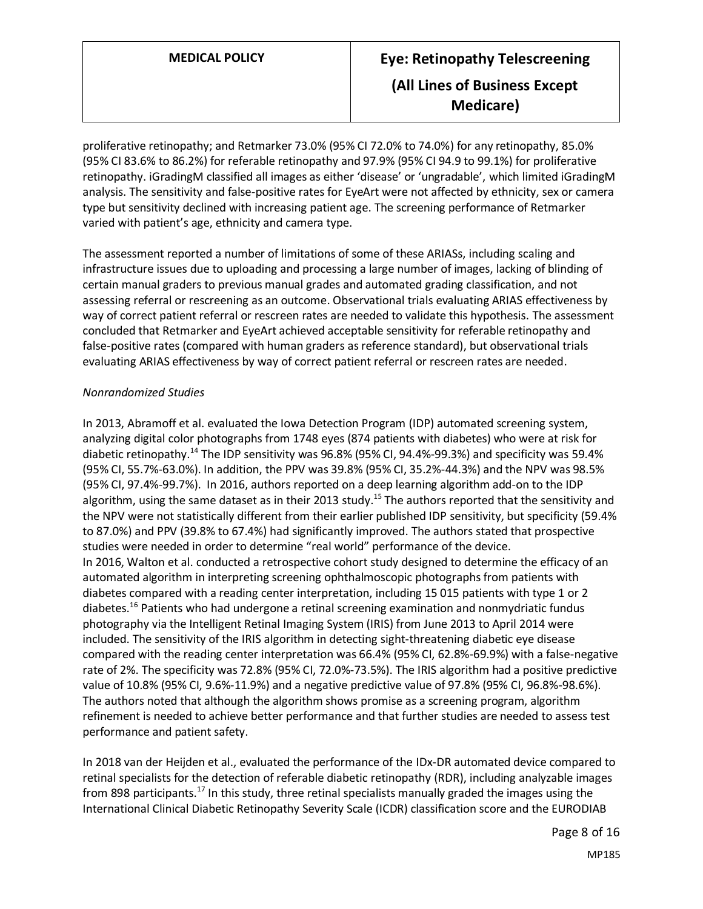proliferative retinopathy; and Retmarker 73.0% (95% CI 72.0% to 74.0%) for any retinopathy, 85.0% (95% CI 83.6% to 86.2%) for referable retinopathy and 97.9% (95% CI 94.9 to 99.1%) for proliferative retinopathy. iGradingM classified all images as either 'disease' or 'ungradable', which limited iGradingM analysis. The sensitivity and false-positive rates for EyeArt were not affected by ethnicity, sex or camera type but sensitivity declined with increasing patient age. The screening performance of Retmarker varied with patient's age, ethnicity and camera type.

The assessment reported a number of limitations of some of these ARIASs, including scaling and infrastructure issues due to uploading and processing a large number of images, lacking of blinding of certain manual graders to previous manual grades and automated grading classification, and not assessing referral or rescreening as an outcome. Observational trials evaluating ARIAS effectiveness by way of correct patient referral or rescreen rates are needed to validate this hypothesis. The assessment concluded that Retmarker and EyeArt achieved acceptable sensitivity for referable retinopathy and false-positive rates (compared with human graders as reference standard), but observational trials evaluating ARIAS effectiveness by way of correct patient referral or rescreen rates are needed.

*Nonrandomized Studies*

In 2013, Abramoff et al. evaluated the Iowa Detection Program (IDP) automated screening system, analyzing digital color photographs from 1748 eyes (874 patients with diabetes) who were at risk for diabetic retinopathy.[14] The IDP sensitivity was 96.8% (95% CI, 94.4%-99.3%) and specificity was 59.4% (95% CI, 55.7%-63.0%). In addition, the PPV was 39.8% (95% CI, 35.2%-44.3%) and the NPV was 98.5% (95% CI, 97.4%-99.7%). In 2016, authors reported on a deep learning algorithm add-on to the IDP algorithm, using the same dataset as in their 2013 study.[15] The authors reported that the sensitivity and the NPV were not statistically different from their earlier published IDP sensitivity, but specificity (59.4% to 87.0%) and PPV (39.8% to 67.4%) had significantly improved. The authors stated that prospective studies were needed in order to determine "real world" performance of the device.

In 2016, Walton et al. conducted a retrospective cohort study designed to determine the efficacy of an automated algorithm in interpreting screening ophthalmoscopic photographs from patients with diabetes compared with a reading center interpretation, including 15 015 patients with type 1 or 2 diabetes.[16] Patients who had undergone a retinal screening examination and nonmydriatic fundus photography via the Intelligent Retinal Imaging System (IRIS) from June 2013 to April 2014 were included. The sensitivity of the IRIS algorithm in detecting sight-threatening diabetic eye disease compared with the reading center interpretation was 66.4% (95% CI, 62.8%-69.9%) with a false-negative rate of 2%. The specificity was 72.8% (95% CI, 72.0%-73.5%). The IRIS algorithm had a positive predictive value of 10.8% (95% CI, 9.6%-11.9%) and a negative predictive value of 97.8% (95% CI, 96.8%-98.6%). The authors noted that although the algorithm shows promise as a screening program, algorithm refinement is needed to achieve better performance and that further studies are needed to assess test performance and patient safety.

In 2018 van der Heijden et al., evaluated the performance of the IDx-DR automated device compared to retinal specialists for the detection of referable diabetic retinopathy (RDR), including analyzable images from 898 participants.[17] In this study, three retinal specialists manually graded the images using the International Clinical Diabetic Retinopathy Severity Scale (ICDR) classification score and the EURODIAB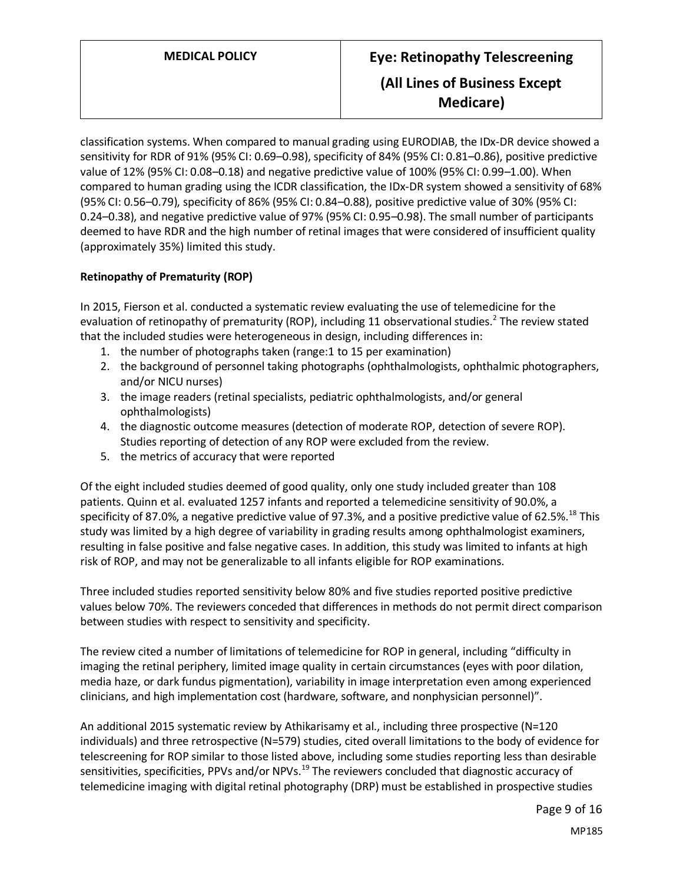classification systems. When compared to manual grading using EURODIAB, the IDx-DR device showed a sensitivity for RDR of 91% (95% CI: 0.69–0.98), specificity of 84% (95% CI: 0.81–0.86), positive predictive value of 12% (95% CI: 0.08–0.18) and negative predictive value of 100% (95% CI: 0.99–1.00). When compared to human grading using the ICDR classification, the IDx-DR system showed a sensitivity of 68% (95% CI: 0.56–0.79), specificity of 86% (95% CI: 0.84–0.88), positive predictive value of 30% (95% CI: 0.24–0.38), and negative predictive value of 97% (95% CI: 0.95–0.98). The small number of participants deemed to have RDR and the high number of retinal images that were considered of insufficient quality (approximately 35%) limited this study.

**Retinopathy of Prematurity (ROP)**

In 2015, Fierson et al. conducted a systematic review evaluating the use of telemedicine for the evaluation of retinopathy of prematurity (ROP), including 11 observational studies.[2] The review stated that the included studies were heterogeneous in design, including differences in:

1. the number of photographs taken (range:1 to 15 per examination)
2. the background of personnel taking photographs (ophthalmologists, ophthalmic photographers, and/or NICU nurses)
3. the image readers (retinal specialists, pediatric ophthalmologists, and/or general ophthalmologists)
4. the diagnostic outcome measures (detection of moderate ROP, detection of severe ROP). Studies reporting of detection of any ROP were excluded from the review.
5. the metrics of accuracy that were reported

Of the eight included studies deemed of good quality, only one study included greater than 108 patients. Quinn et al. evaluated 1257 infants and reported a telemedicine sensitivity of 90.0%, a specificity of 87.0%, a negative predictive value of 97.3%, and a positive predictive value of 62.5%.[18] This study was limited by a high degree of variability in grading results among ophthalmologist examiners, resulting in false positive and false negative cases. In addition, this study was limited to infants at high risk of ROP, and may not be generalizable to all infants eligible for ROP examinations.

Three included studies reported sensitivity below 80% and five studies reported positive predictive values below 70%. The reviewers conceded that differences in methods do not permit direct comparison between studies with respect to sensitivity and specificity.

The review cited a number of limitations of telemedicine for ROP in general, including "difficulty in imaging the retinal periphery, limited image quality in certain circumstances (eyes with poor dilation, media haze, or dark fundus pigmentation), variability in image interpretation even among experienced clinicians, and high implementation cost (hardware, software, and nonphysician personnel)".

An additional 2015 systematic review by Athikarisamy et al., including three prospective (N=120 individuals) and three retrospective (N=579) studies, cited overall limitations to the body of evidence for telescreening for ROP similar to those listed above, including some studies reporting less than desirable sensitivities, specificities, PPVs and/or NPVs.[19] The reviewers concluded that diagnostic accuracy of telemedicine imaging with digital retinal photography (DRP) must be established in prospective studies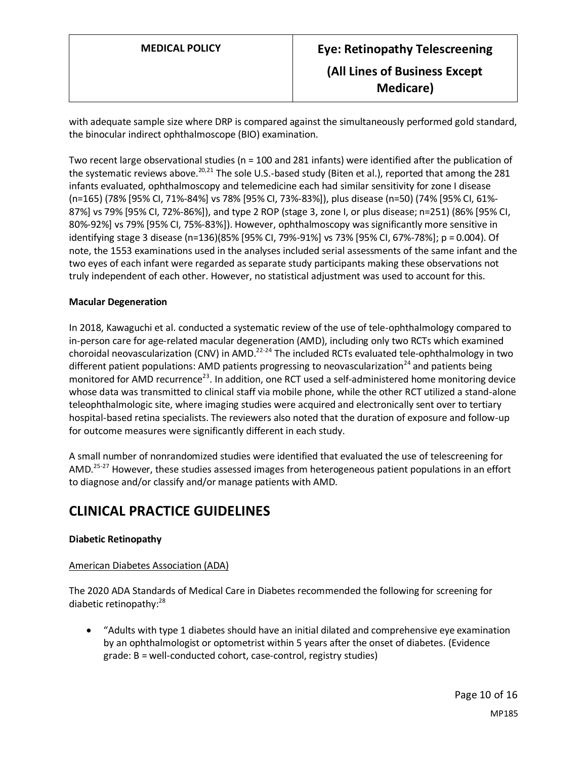with adequate sample size where DRP is compared against the simultaneously performed gold standard, the binocular indirect ophthalmoscope (BIO) examination.

Two recent large observational studies (n = 100 and 281 infants) were identified after the publication of the systematic reviews above.[20,21] The sole U.S.-based study (Biten et al.), reported that among the 281 infants evaluated, ophthalmoscopy and telemedicine each had similar sensitivity for zone I disease (n=165) (78% [95% CI, 71%-84%] vs 78% [95% CI, 73%-83%]), plus disease (n=50) (74% [95% CI, 61%-87%] vs 79% [95% CI, 72%-86%]), and type 2 ROP (stage 3, zone I, or plus disease; n=251) (86% [95% CI, 80%-92%] vs 79% [95% CI, 75%-83%]). However, ophthalmoscopy was significantly more sensitive in identifying stage 3 disease (n=136)(85% [95% CI, 79%-91%] vs 73% [95% CI, 67%-78%]; p = 0.004). Of note, the 1553 examinations used in the analyses included serial assessments of the same infant and the two eyes of each infant were regarded as separate study participants making these observations not truly independent of each other. However, no statistical adjustment was used to account for this.

**Macular Degeneration**

In 2018, Kawaguchi et al. conducted a systematic review of the use of tele-ophthalmology compared to in-person care for age-related macular degeneration (AMD), including only two RCTs which examined choroidal neovascularization (CNV) in AMD.[22-24] The included RCTs evaluated tele-ophthalmology in two different patient populations: AMD patients progressing to neovascularization[24] and patients being monitored for AMD recurrence[23]. In addition, one RCT used a self-administered home monitoring device whose data was transmitted to clinical staff via mobile phone, while the other RCT utilized a stand-alone teleophthalmologic site, where imaging studies were acquired and electronically sent over to tertiary hospital-based retina specialists. The reviewers also noted that the duration of exposure and follow-up for outcome measures were significantly different in each study.

A small number of nonrandomized studies were identified that evaluated the use of telescreening for AMD.[25-27] However, these studies assessed images from heterogeneous patient populations in an effort to diagnose and/or classify and/or manage patients with AMD.

## CLINICAL PRACTICE GUIDELINES

**Diabetic Retinopathy**

American Diabetes Association (ADA)

The 2020 ADA Standards of Medical Care in Diabetes recommended the following for screening for diabetic retinopathy:[28]

- "Adults with type 1 diabetes should have an initial dilated and comprehensive eye examination by an ophthalmologist or optometrist within 5 years after the onset of diabetes. (Evidence grade: B = well-conducted cohort, case-control, registry studies)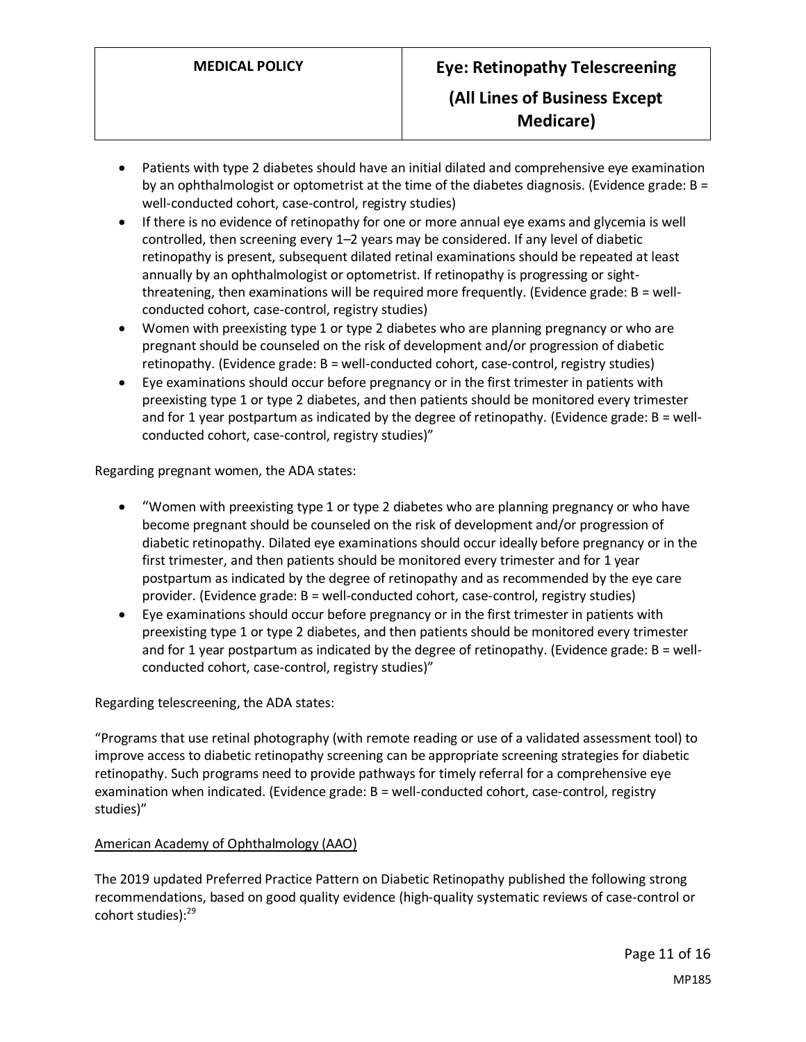- Patients with type 2 diabetes should have an initial dilated and comprehensive eye examination by an ophthalmologist or optometrist at the time of the diabetes diagnosis. (Evidence grade: B = well-conducted cohort, case-control, registry studies)
- If there is no evidence of retinopathy for one or more annual eye exams and glycemia is well controlled, then screening every 1–2 years may be considered. If any level of diabetic retinopathy is present, subsequent dilated retinal examinations should be repeated at least annually by an ophthalmologist or optometrist. If retinopathy is progressing or sight-threatening, then examinations will be required more frequently. (Evidence grade: B = well-conducted cohort, case-control, registry studies)
- Women with preexisting type 1 or type 2 diabetes who are planning pregnancy or who are pregnant should be counseled on the risk of development and/or progression of diabetic retinopathy. (Evidence grade: B = well-conducted cohort, case-control, registry studies)
- Eye examinations should occur before pregnancy or in the first trimester in patients with preexisting type 1 or type 2 diabetes, and then patients should be monitored every trimester and for 1 year postpartum as indicated by the degree of retinopathy. (Evidence grade: B = well-conducted cohort, case-control, registry studies)"

Regarding pregnant women, the ADA states:

- "Women with preexisting type 1 or type 2 diabetes who are planning pregnancy or who have become pregnant should be counseled on the risk of development and/or progression of diabetic retinopathy. Dilated eye examinations should occur ideally before pregnancy or in the first trimester, and then patients should be monitored every trimester and for 1 year postpartum as indicated by the degree of retinopathy and as recommended by the eye care provider. (Evidence grade: B = well-conducted cohort, case-control, registry studies)
- Eye examinations should occur before pregnancy or in the first trimester in patients with preexisting type 1 or type 2 diabetes, and then patients should be monitored every trimester and for 1 year postpartum as indicated by the degree of retinopathy. (Evidence grade: B = well-conducted cohort, case-control, registry studies)"

Regarding telescreening, the ADA states:

"Programs that use retinal photography (with remote reading or use of a validated assessment tool) to improve access to diabetic retinopathy screening can be appropriate screening strategies for diabetic retinopathy. Such programs need to provide pathways for timely referral for a comprehensive eye examination when indicated. (Evidence grade: B = well-conducted cohort, case-control, registry studies)"

American Academy of Ophthalmology (AAO)

The 2019 updated Preferred Practice Pattern on Diabetic Retinopathy published the following strong recommendations, based on good quality evidence (high-quality systematic reviews of case-control or cohort studies):[29]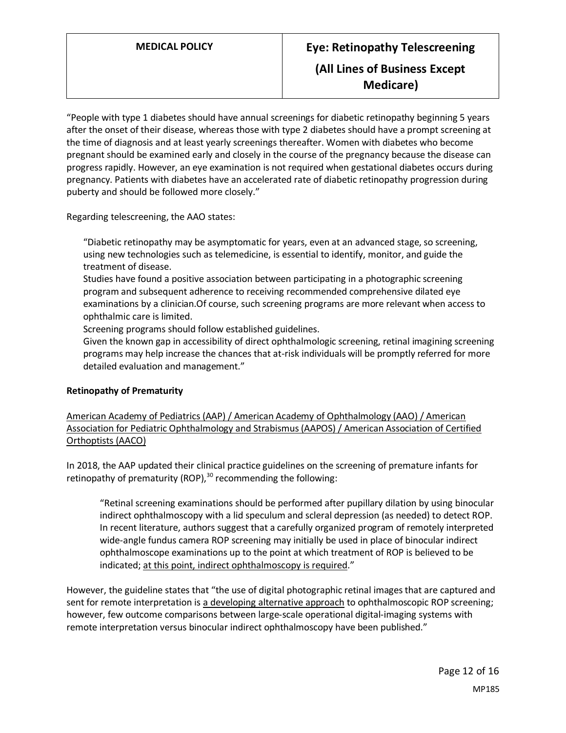"People with type 1 diabetes should have annual screenings for diabetic retinopathy beginning 5 years after the onset of their disease, whereas those with type 2 diabetes should have a prompt screening at the time of diagnosis and at least yearly screenings thereafter. Women with diabetes who become pregnant should be examined early and closely in the course of the pregnancy because the disease can progress rapidly. However, an eye examination is not required when gestational diabetes occurs during pregnancy. Patients with diabetes have an accelerated rate of diabetic retinopathy progression during puberty and should be followed more closely."

Regarding telescreening, the AAO states:

> "Diabetic retinopathy may be asymptomatic for years, even at an advanced stage, so screening, using new technologies such as telemedicine, is essential to identify, monitor, and guide the treatment of disease.
> Studies have found a positive association between participating in a photographic screening program and subsequent adherence to receiving recommended comprehensive dilated eye examinations by a clinician.Of course, such screening programs are more relevant when access to ophthalmic care is limited.
> Screening programs should follow established guidelines.
> Given the known gap in accessibility of direct ophthalmologic screening, retinal imagining screening programs may help increase the chances that at-risk individuals will be promptly referred for more detailed evaluation and management."

**Retinopathy of Prematurity**

<u>American Academy of Pediatrics (AAP) / American Academy of Ophthalmology (AAO) / American Association for Pediatric Ophthalmology and Strabismus (AAPOS) / American Association of Certified Orthoptists (AACO)</u>

In 2018, the AAP updated their clinical practice guidelines on the screening of premature infants for retinopathy of prematurity (ROP),[30] recommending the following:

> "Retinal screening examinations should be performed after pupillary dilation by using binocular indirect ophthalmoscopy with a lid speculum and scleral depression (as needed) to detect ROP. In recent literature, authors suggest that a carefully organized program of remotely interpreted wide-angle fundus camera ROP screening may initially be used in place of binocular indirect ophthalmoscope examinations up to the point at which treatment of ROP is believed to be indicated; <u>at this point, indirect ophthalmoscopy is required</u>."

However, the guideline states that "the use of digital photographic retinal images that are captured and sent for remote interpretation is <u>a developing alternative approach</u> to ophthalmoscopic ROP screening; however, few outcome comparisons between large-scale operational digital-imaging systems with remote interpretation versus binocular indirect ophthalmoscopy have been published."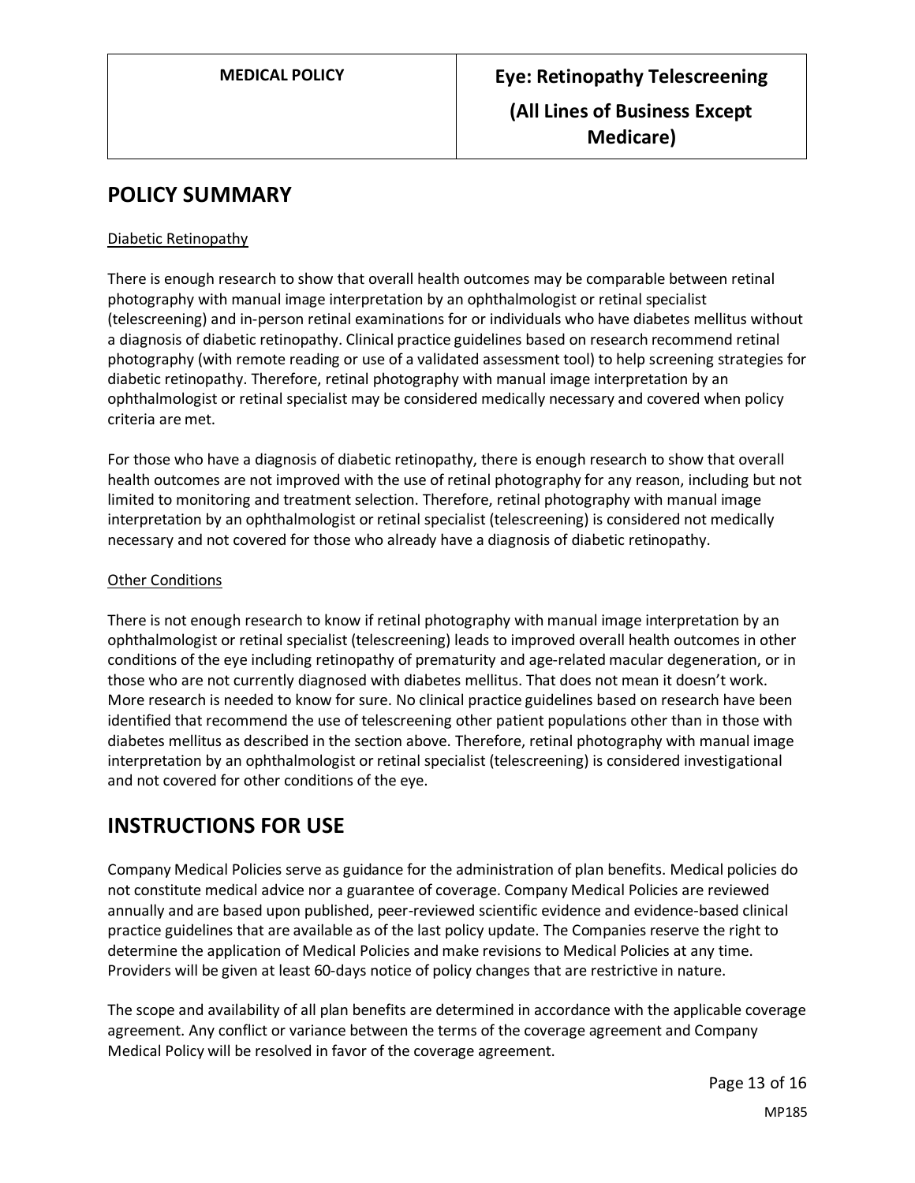## POLICY SUMMARY

Diabetic Retinopathy

There is enough research to show that overall health outcomes may be comparable between retinal photography with manual image interpretation by an ophthalmologist or retinal specialist (telescreening) and in-person retinal examinations for or individuals who have diabetes mellitus without a diagnosis of diabetic retinopathy. Clinical practice guidelines based on research recommend retinal photography (with remote reading or use of a validated assessment tool) to help screening strategies for diabetic retinopathy. Therefore, retinal photography with manual image interpretation by an ophthalmologist or retinal specialist may be considered medically necessary and covered when policy criteria are met.

For those who have a diagnosis of diabetic retinopathy, there is enough research to show that overall health outcomes are not improved with the use of retinal photography for any reason, including but not limited to monitoring and treatment selection. Therefore, retinal photography with manual image interpretation by an ophthalmologist or retinal specialist (telescreening) is considered not medically necessary and not covered for those who already have a diagnosis of diabetic retinopathy.

Other Conditions

There is not enough research to know if retinal photography with manual image interpretation by an ophthalmologist or retinal specialist (telescreening) leads to improved overall health outcomes in other conditions of the eye including retinopathy of prematurity and age-related macular degeneration, or in those who are not currently diagnosed with diabetes mellitus. That does not mean it doesn't work. More research is needed to know for sure. No clinical practice guidelines based on research have been identified that recommend the use of telescreening other patient populations other than in those with diabetes mellitus as described in the section above. Therefore, retinal photography with manual image interpretation by an ophthalmologist or retinal specialist (telescreening) is considered investigational and not covered for other conditions of the eye.

## INSTRUCTIONS FOR USE

Company Medical Policies serve as guidance for the administration of plan benefits. Medical policies do not constitute medical advice nor a guarantee of coverage. Company Medical Policies are reviewed annually and are based upon published, peer-reviewed scientific evidence and evidence-based clinical practice guidelines that are available as of the last policy update. The Companies reserve the right to determine the application of Medical Policies and make revisions to Medical Policies at any time. Providers will be given at least 60-days notice of policy changes that are restrictive in nature.

The scope and availability of all plan benefits are determined in accordance with the applicable coverage agreement. Any conflict or variance between the terms of the coverage agreement and Company Medical Policy will be resolved in favor of the coverage agreement.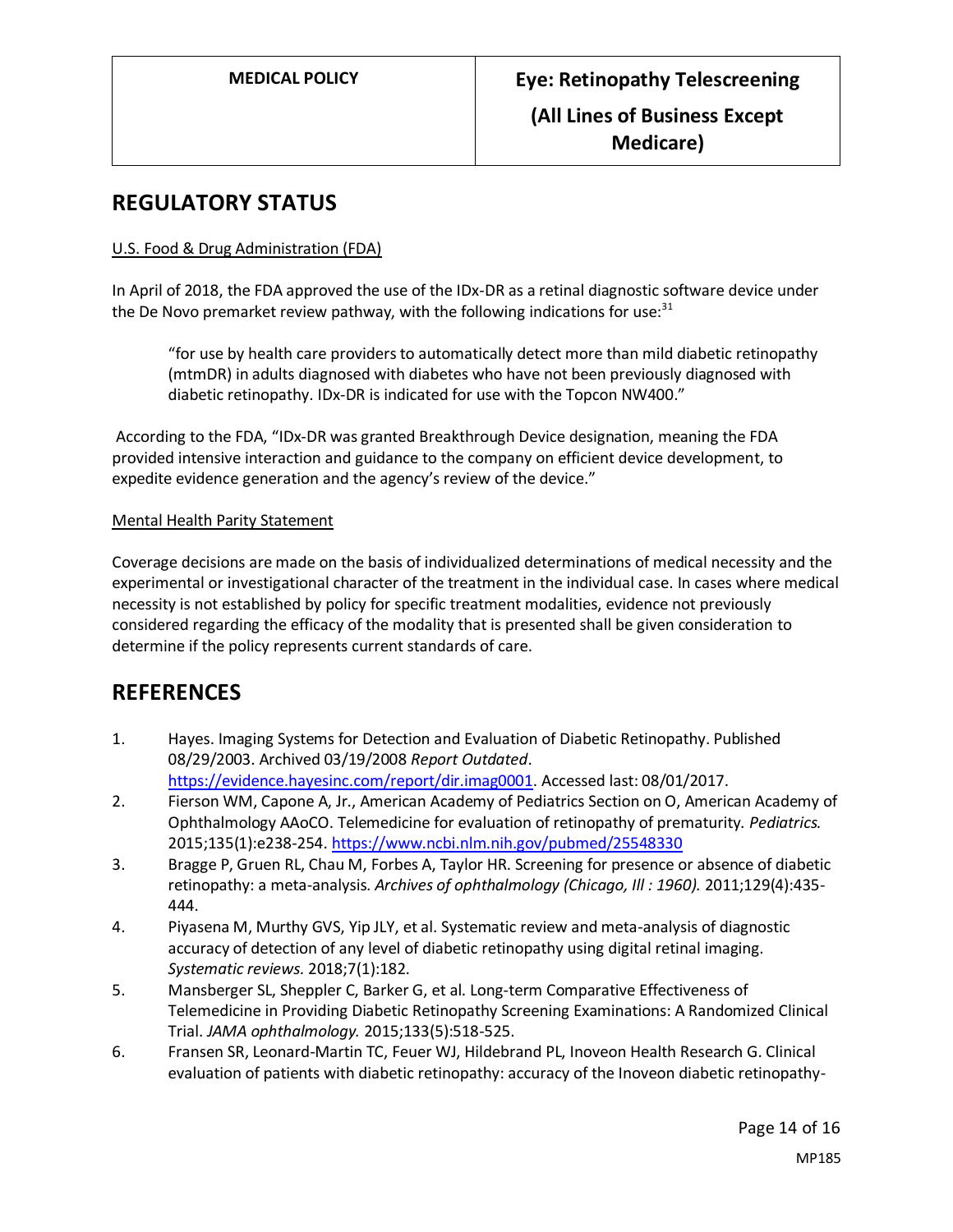## REGULATORY STATUS

U.S. Food & Drug Administration (FDA)

In April of 2018, the FDA approved the use of the IDx-DR as a retinal diagnostic software device under the De Novo premarket review pathway, with the following indications for use:[31]

> "for use by health care providers to automatically detect more than mild diabetic retinopathy (mtmDR) in adults diagnosed with diabetes who have not been previously diagnosed with diabetic retinopathy. IDx-DR is indicated for use with the Topcon NW400."

According to the FDA, "IDx-DR was granted Breakthrough Device designation, meaning the FDA provided intensive interaction and guidance to the company on efficient device development, to expedite evidence generation and the agency's review of the device."

Mental Health Parity Statement

Coverage decisions are made on the basis of individualized determinations of medical necessity and the experimental or investigational character of the treatment in the individual case. In cases where medical necessity is not established by policy for specific treatment modalities, evidence not previously considered regarding the efficacy of the modality that is presented shall be given consideration to determine if the policy represents current standards of care.

## REFERENCES

1. Hayes. Imaging Systems for Detection and Evaluation of Diabetic Retinopathy. Published 08/29/2003. Archived 03/19/2008 *Report Outdated*. https://evidence.hayesinc.com/report/dir.imag0001. Accessed last: 08/01/2017.
2. Fierson WM, Capone A, Jr., American Academy of Pediatrics Section on O, American Academy of Ophthalmology AAoCO. Telemedicine for evaluation of retinopathy of prematurity. *Pediatrics.* 2015;135(1):e238-254. https://www.ncbi.nlm.nih.gov/pubmed/25548330
3. Bragge P, Gruen RL, Chau M, Forbes A, Taylor HR. Screening for presence or absence of diabetic retinopathy: a meta-analysis. *Archives of ophthalmology (Chicago, Ill : 1960).* 2011;129(4):435-444.
4. Piyasena M, Murthy GVS, Yip JLY, et al. Systematic review and meta-analysis of diagnostic accuracy of detection of any level of diabetic retinopathy using digital retinal imaging. *Systematic reviews.* 2018;7(1):182.
5. Mansberger SL, Sheppler C, Barker G, et al. Long-term Comparative Effectiveness of Telemedicine in Providing Diabetic Retinopathy Screening Examinations: A Randomized Clinical Trial. *JAMA ophthalmology.* 2015;133(5):518-525.
6. Fransen SR, Leonard-Martin TC, Feuer WJ, Hildebrand PL, Inoveon Health Research G. Clinical evaluation of patients with diabetic retinopathy: accuracy of the Inoveon diabetic retinopathy-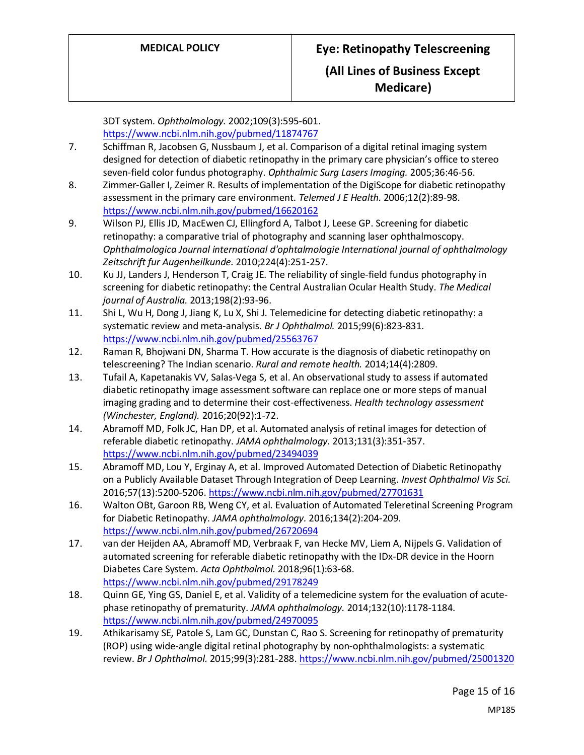3DT system. *Ophthalmology.* 2002;109(3):595-601. https://www.ncbi.nlm.nih.gov/pubmed/11874767

7. Schiffman R, Jacobsen G, Nussbaum J, et al. Comparison of a digital retinal imaging system designed for detection of diabetic retinopathy in the primary care physician's office to stereo seven-field color fundus photography. *Ophthalmic Surg Lasers Imaging.* 2005;36:46-56.
8. Zimmer-Galler I, Zeimer R. Results of implementation of the DigiScope for diabetic retinopathy assessment in the primary care environment. *Telemed J E Health.* 2006;12(2):89-98. https://www.ncbi.nlm.nih.gov/pubmed/16620162
9. Wilson PJ, Ellis JD, MacEwen CJ, Ellingford A, Talbot J, Leese GP. Screening for diabetic retinopathy: a comparative trial of photography and scanning laser ophthalmoscopy. *Ophthalmologica Journal international d'ophtalmologie International journal of ophthalmology Zeitschrift fur Augenheilkunde.* 2010;224(4):251-257.
10. Ku JJ, Landers J, Henderson T, Craig JE. The reliability of single-field fundus photography in screening for diabetic retinopathy: the Central Australian Ocular Health Study. *The Medical journal of Australia.* 2013;198(2):93-96.
11. Shi L, Wu H, Dong J, Jiang K, Lu X, Shi J. Telemedicine for detecting diabetic retinopathy: a systematic review and meta-analysis. *Br J Ophthalmol.* 2015;99(6):823-831. https://www.ncbi.nlm.nih.gov/pubmed/25563767
12. Raman R, Bhojwani DN, Sharma T. How accurate is the diagnosis of diabetic retinopathy on telescreening? The Indian scenario. *Rural and remote health.* 2014;14(4):2809.
13. Tufail A, Kapetanakis VV, Salas-Vega S, et al. An observational study to assess if automated diabetic retinopathy image assessment software can replace one or more steps of manual imaging grading and to determine their cost-effectiveness. *Health technology assessment (Winchester, England).* 2016;20(92):1-72.
14. Abramoff MD, Folk JC, Han DP, et al. Automated analysis of retinal images for detection of referable diabetic retinopathy. *JAMA ophthalmology.* 2013;131(3):351-357. https://www.ncbi.nlm.nih.gov/pubmed/23494039
15. Abramoff MD, Lou Y, Erginay A, et al. Improved Automated Detection of Diabetic Retinopathy on a Publicly Available Dataset Through Integration of Deep Learning. *Invest Ophthalmol Vis Sci.* 2016;57(13):5200-5206. https://www.ncbi.nlm.nih.gov/pubmed/27701631
16. Walton OBt, Garoon RB, Weng CY, et al. Evaluation of Automated Teleretinal Screening Program for Diabetic Retinopathy. *JAMA ophthalmology.* 2016;134(2):204-209. https://www.ncbi.nlm.nih.gov/pubmed/26720694
17. van der Heijden AA, Abramoff MD, Verbraak F, van Hecke MV, Liem A, Nijpels G. Validation of automated screening for referable diabetic retinopathy with the IDx-DR device in the Hoorn Diabetes Care System. *Acta Ophthalmol.* 2018;96(1):63-68. https://www.ncbi.nlm.nih.gov/pubmed/29178249
18. Quinn GE, Ying GS, Daniel E, et al. Validity of a telemedicine system for the evaluation of acute-phase retinopathy of prematurity. *JAMA ophthalmology.* 2014;132(10):1178-1184. https://www.ncbi.nlm.nih.gov/pubmed/24970095
19. Athikarisamy SE, Patole S, Lam GC, Dunstan C, Rao S. Screening for retinopathy of prematurity (ROP) using wide-angle digital retinal photography by non-ophthalmologists: a systematic review. *Br J Ophthalmol.* 2015;99(3):281-288. https://www.ncbi.nlm.nih.gov/pubmed/25001320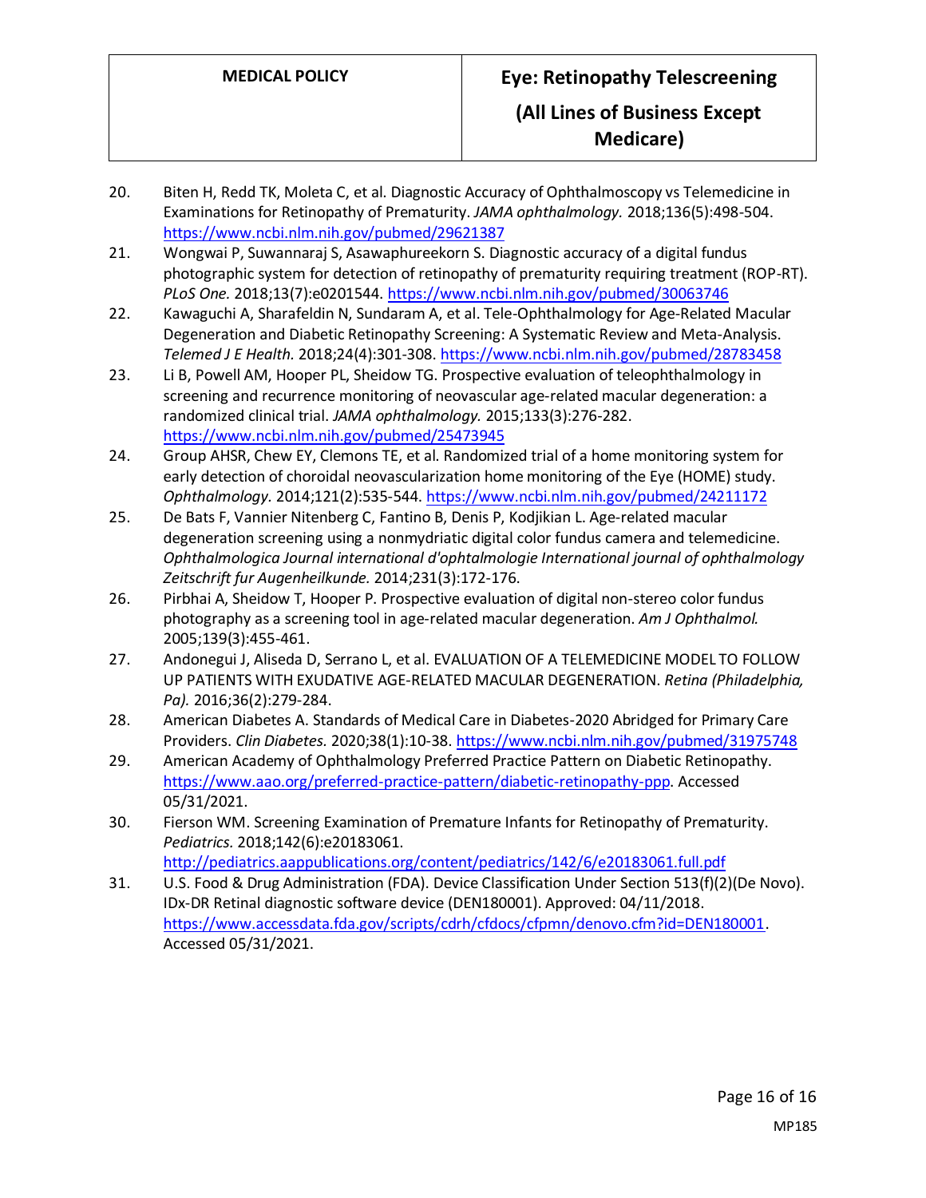20. Biten H, Redd TK, Moleta C, et al. Diagnostic Accuracy of Ophthalmoscopy vs Telemedicine in Examinations for Retinopathy of Prematurity. *JAMA ophthalmology.* 2018;136(5):498-504. https://www.ncbi.nlm.nih.gov/pubmed/29621387
21. Wongwai P, Suwannaraj S, Asawaphureekorn S. Diagnostic accuracy of a digital fundus photographic system for detection of retinopathy of prematurity requiring treatment (ROP-RT). *PLoS One.* 2018;13(7):e0201544. https://www.ncbi.nlm.nih.gov/pubmed/30063746
22. Kawaguchi A, Sharafeldin N, Sundaram A, et al. Tele-Ophthalmology for Age-Related Macular Degeneration and Diabetic Retinopathy Screening: A Systematic Review and Meta-Analysis. *Telemed J E Health.* 2018;24(4):301-308. https://www.ncbi.nlm.nih.gov/pubmed/28783458
23. Li B, Powell AM, Hooper PL, Sheidow TG. Prospective evaluation of teleophthalmology in screening and recurrence monitoring of neovascular age-related macular degeneration: a randomized clinical trial. *JAMA ophthalmology.* 2015;133(3):276-282. https://www.ncbi.nlm.nih.gov/pubmed/25473945
24. Group AHSR, Chew EY, Clemons TE, et al. Randomized trial of a home monitoring system for early detection of choroidal neovascularization home monitoring of the Eye (HOME) study. *Ophthalmology.* 2014;121(2):535-544. https://www.ncbi.nlm.nih.gov/pubmed/24211172
25. De Bats F, Vannier Nitenberg C, Fantino B, Denis P, Kodjikian L. Age-related macular degeneration screening using a nonmydriatic digital color fundus camera and telemedicine. *Ophthalmologica Journal international d'ophtalmologie International journal of ophthalmology Zeitschrift fur Augenheilkunde.* 2014;231(3):172-176.
26. Pirbhai A, Sheidow T, Hooper P. Prospective evaluation of digital non-stereo color fundus photography as a screening tool in age-related macular degeneration. *Am J Ophthalmol.* 2005;139(3):455-461.
27. Andonegui J, Aliseda D, Serrano L, et al. EVALUATION OF A TELEMEDICINE MODEL TO FOLLOW UP PATIENTS WITH EXUDATIVE AGE-RELATED MACULAR DEGENERATION. *Retina (Philadelphia, Pa).* 2016;36(2):279-284.
28. American Diabetes A. Standards of Medical Care in Diabetes-2020 Abridged for Primary Care Providers. *Clin Diabetes.* 2020;38(1):10-38. https://www.ncbi.nlm.nih.gov/pubmed/31975748
29. American Academy of Ophthalmology Preferred Practice Pattern on Diabetic Retinopathy. https://www.aao.org/preferred-practice-pattern/diabetic-retinopathy-ppp. Accessed 05/31/2021.
30. Fierson WM. Screening Examination of Premature Infants for Retinopathy of Prematurity. *Pediatrics.* 2018;142(6):e20183061. http://pediatrics.aappublications.org/content/pediatrics/142/6/e20183061.full.pdf
31. U.S. Food & Drug Administration (FDA). Device Classification Under Section 513(f)(2)(De Novo). IDx-DR Retinal diagnostic software device (DEN180001). Approved: 04/11/2018. https://www.accessdata.fda.gov/scripts/cdrh/cfdocs/cfpmn/denovo.cfm?id=DEN180001. Accessed 05/31/2021.